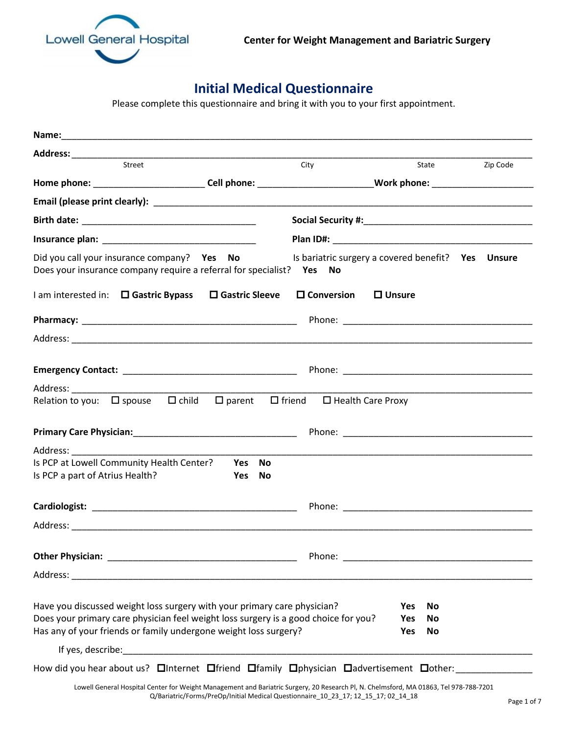Lowell General Hospital

**Center for Weight Management and Bariatric Surgery**

# Initial Medical Questionnaire

Please complete this questionnaire and bring it with you to your first appointment.

**Name:**___________________________________________________________________________

**Address:** ________________________________________________________________________
Street City State Zip Code

**Home phone:** _____________________ **Cell phone:** _____________________**Work phone:** ___________________

**Email (please print clearly):** _____________________________________________________________

**Birth date:** _________________________________ **Social Security #:**_________________________________

**Insurance plan:** _____________________________ **Plan ID#:** _______________________________________

Did you call your insurance company? **Yes** **No** Is bariatric surgery a covered benefit? **Yes** **Unsure**
Does your insurance company require a referral for specialist? **Yes** **No**

I am interested in: ☐ **Gastric Bypass** ☐ **Gastric Sleeve** ☐ **Conversion** ☐ **Unsure**

**Pharmacy:** _________________________________________ Phone: _____________________________________

Address: ___________________________________________________________________________________

**Emergency Contact:** __________________________________ Phone: _____________________________________

Address: ___________________________________________________________________________________
Relation to you: ☐ spouse ☐ child ☐ parent ☐ friend ☐ Health Care Proxy

**Primary Care Physician:**_______________________________ Phone: _____________________________________

Address: ___________________________________________________________________________________
Is PCP at Lowell Community Health Center? **Yes** **No**
Is PCP a part of Atrius Health? **Yes** **No**

**Cardiologist:** ______________________________________ Phone: _____________________________________

Address: ___________________________________________________________________________________

**Other Physician:** ____________________________________ Phone: _____________________________________

Address: ___________________________________________________________________________________

Have you discussed weight loss surgery with your primary care physician? **Yes** **No**
Does your primary care physician feel weight loss surgery is a good choice for you? **Yes** **No**
Has any of your friends or family undergone weight loss surgery? **Yes** **No**

If yes, describe:____________________________________________________________________________

How did you hear about us? ☐Internet ☐friend ☐family ☐physician ☐advertisement ☐other:______________

Lowell General Hospital Center for Weight Management and Bariatric Surgery, 20 Research Pl, N. Chelmsford, MA 01863, Tel 978-788-7201
Q/Bariatric/Forms/PreOp/Initial Medical Questionnaire_10_23_17; 12_15_17; 02_14_18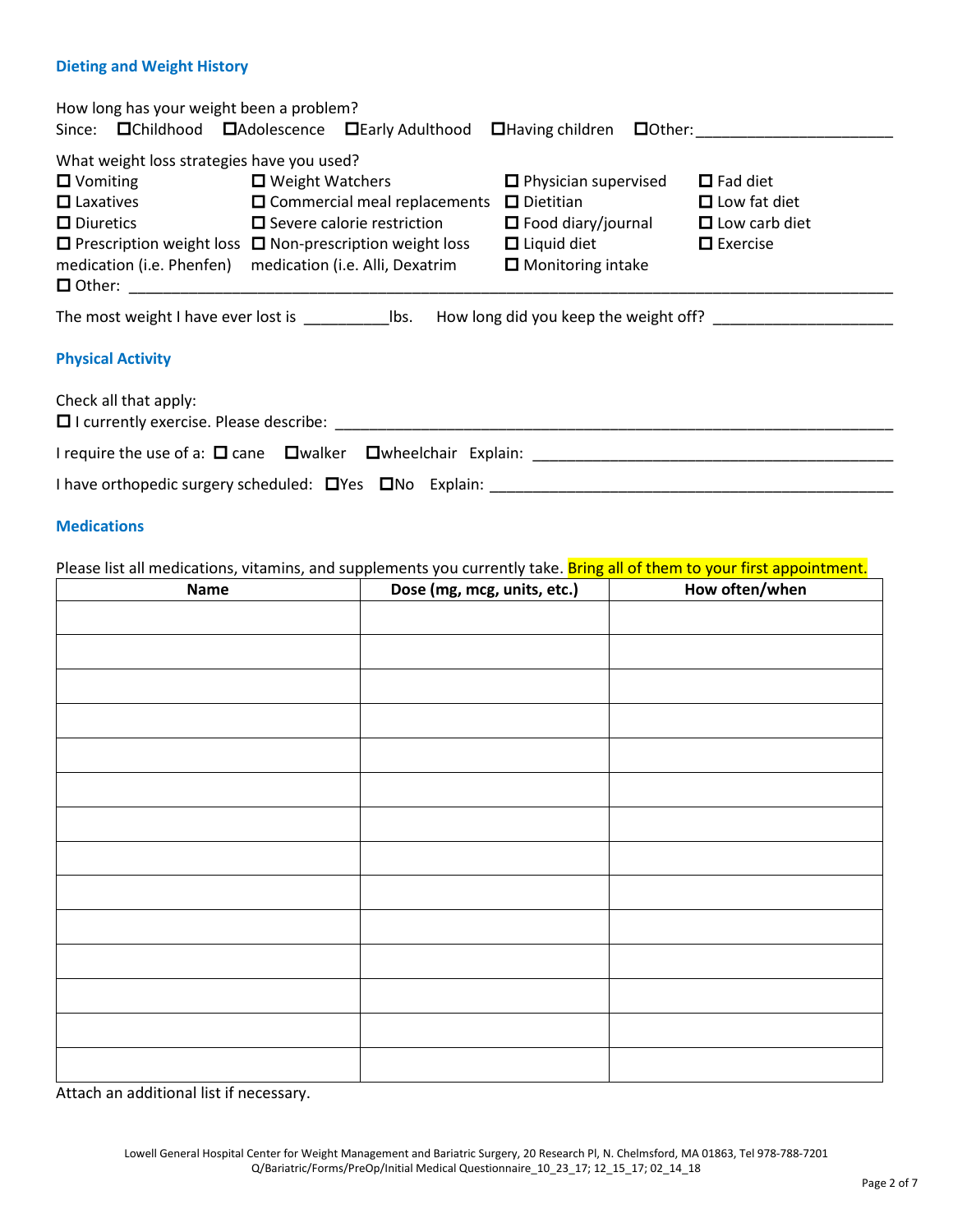## Dieting and Weight History

How long has your weight been a problem?

Since: ☐Childhood ☐Adolescence ☐Early Adulthood ☐Having children ☐Other: ______________________

What weight loss strategies have you used?

☐ Vomiting
☐ Laxatives
☐ Diuretics
☐ Prescription weight loss medication (i.e. Phenfen)
☐ Weight Watchers
☐ Commercial meal replacements
☐ Severe calorie restriction
☐ Non-prescription weight loss medication (i.e. Alli, Dexatrim
☐ Physician supervised
☐ Dietitian
☐ Food diary/journal
☐ Liquid diet
☐ Monitoring intake
☐ Fad diet
☐ Low fat diet
☐ Low carb diet
☐ Exercise
☐ Other: ____________________________________________________________________________

The most weight I have ever lost is __________lbs. How long did you keep the weight off? ____________________

## Physical Activity

Check all that apply:

☐ I currently exercise. Please describe: ______________________________________________________________

I require the use of a: ☐ cane ☐walker ☐wheelchair Explain: __________________________________________

I have orthopedic surgery scheduled: ☐Yes ☐No Explain: _____________________________________________

## Medications

Please list all medications, vitamins, and supplements you currently take. Bring all of them to your first appointment.

| Name | Dose (mg, mcg, units, etc.) | How often/when |
|---|---|---|
| | | |
| | | |
| | | |
| | | |
| | | |
| | | |
| | | |
| | | |
| | | |
| | | |
| | | |
| | | |
| | | |
| | | |

Attach an additional list if necessary.

Lowell General Hospital Center for Weight Management and Bariatric Surgery, 20 Research Pl, N. Chelmsford, MA 01863, Tel 978-788-7201
Q/Bariatric/Forms/PreOp/Initial Medical Questionnaire_10_23_17; 12_15_17; 02_14_18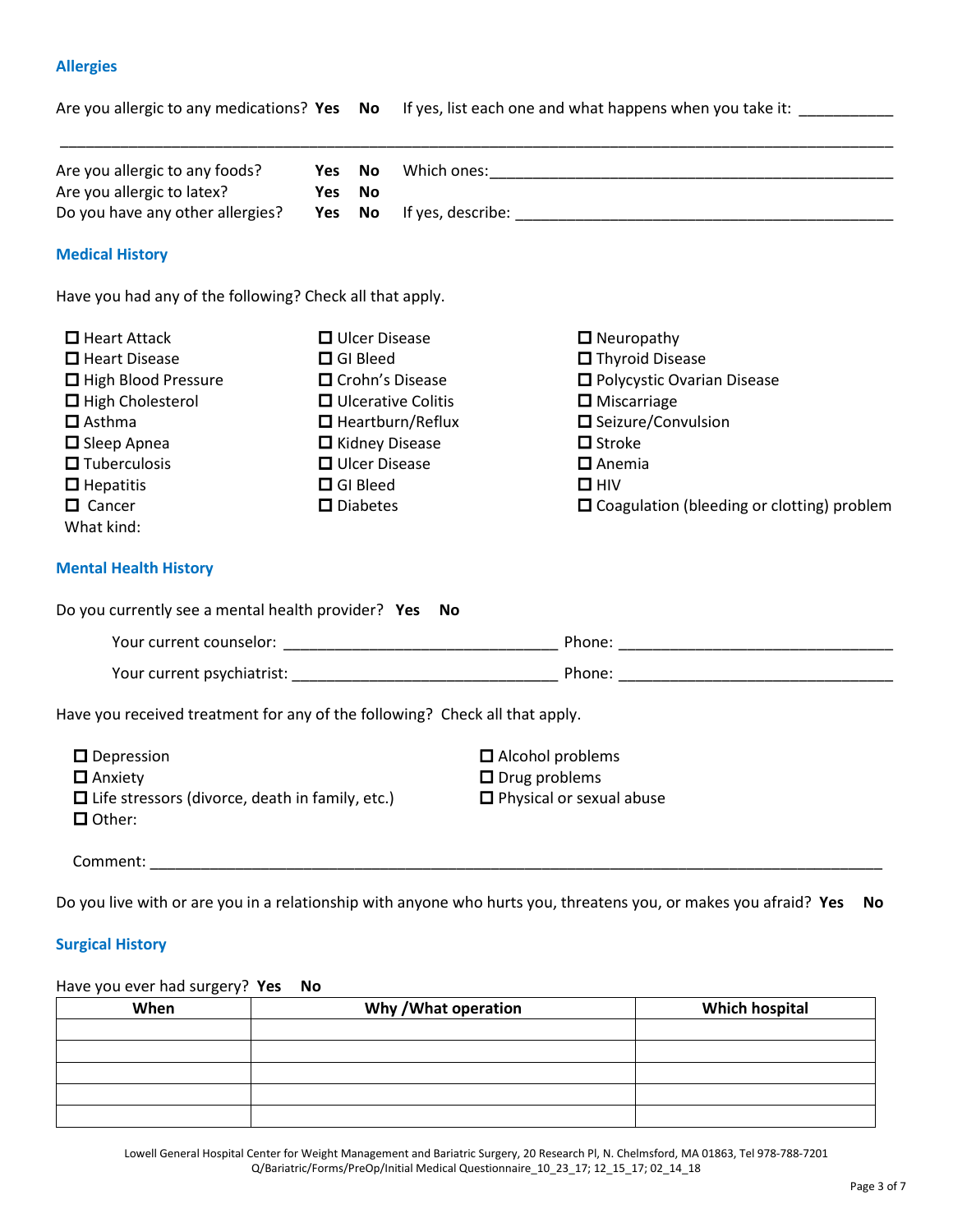## Allergies

Are you allergic to any medications? **Yes** **No** If yes, list each one and what happens when you take it: ___________

_____________________________________________________________________________________________

Are you allergic to any foods? **Yes** **No** Which ones: _______________________________________________

Are you allergic to latex? **Yes** **No**

Do you have any other allergies? **Yes** **No** If yes, describe: ____________________________________________

## Medical History

Have you had any of the following? Check all that apply.

- ☐ Heart Attack
- ☐ Heart Disease
- ☐ High Blood Pressure
- ☐ High Cholesterol
- ☐ Asthma
- ☐ Sleep Apnea
- ☐ Tuberculosis
- ☐ Hepatitis
- ☐ Cancer
  What kind:
- ☐ Ulcer Disease
- ☐ GI Bleed
- ☐ Crohn's Disease
- ☐ Ulcerative Colitis
- ☐ Heartburn/Reflux
- ☐ Kidney Disease
- ☐ Ulcer Disease
- ☐ GI Bleed
- ☐ Diabetes
- ☐ Neuropathy
- ☐ Thyroid Disease
- ☐ Polycystic Ovarian Disease
- ☐ Miscarriage
- ☐ Seizure/Convulsion
- ☐ Stroke
- ☐ Anemia
- ☐ HIV
- ☐ Coagulation (bleeding or clotting) problem

## Mental Health History

Do you currently see a mental health provider? **Yes** **No**

Your current counselor: ________________________________ Phone: ________________________________

Your current psychiatrist: ______________________________ Phone: ________________________________

Have you received treatment for any of the following? Check all that apply.

- ☐ Depression
- ☐ Anxiety
- ☐ Life stressors (divorce, death in family, etc.)
- ☐ Other:
- ☐ Alcohol problems
- ☐ Drug problems
- ☐ Physical or sexual abuse

Comment: ___________________________________________________________________________________

Do you live with or are you in a relationship with anyone who hurts you, threatens you, or makes you afraid? **Yes** **No**

## Surgical History

Have you ever had surgery? **Yes** **No**

| When | Why /What operation | Which hospital |
|---|---|---|
| | | |
| | | |
| | | |
| | | |
| | | |

Lowell General Hospital Center for Weight Management and Bariatric Surgery, 20 Research Pl, N. Chelmsford, MA 01863, Tel 978-788-7201
Q/Bariatric/Forms/PreOp/Initial Medical Questionnaire_10_23_17; 12_15_17; 02_14_18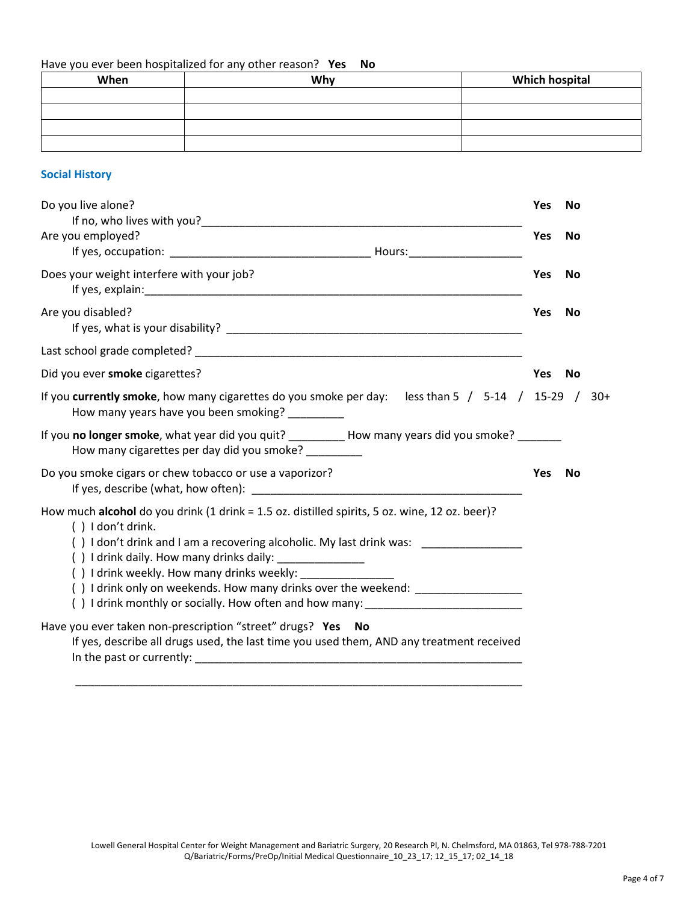Have you ever been hospitalized for any other reason? **Yes** **No**

| When | Why | Which hospital |
|---|---|---|
| | | |
| | | |
| | | |
| | | |

## Social History

Do you live alone? **Yes** **No**
If no, who lives with you?____________________________________________________

Are you employed? **Yes** **No**
If yes, occupation: ________________________________ Hours:__________________

Does your weight interfere with your job? **Yes** **No**
If yes, explain:______________________________________________________________

Are you disabled? **Yes** **No**
If yes, what is your disability? ________________________________________________

Last school grade completed? ______________________________________________________

Did you ever **smoke** cigarettes? **Yes** **No**

If you **currently smoke**, how many cigarettes do you smoke per day: less than 5 / 5-14 / 15-29 / 30+
How many years have you been smoking? _________

If you **no longer smoke**, what year did you quit? _________ How many years did you smoke? _______
How many cigarettes per day did you smoke? _________

Do you smoke cigars or chew tobacco or use a vaporizer? **Yes** **No**
If yes, describe (what, how often): ____________________________________________

How much **alcohol** do you drink (1 drink = 1.5 oz. distilled spirits, 5 oz. wine, 12 oz. beer)?
( ) I don't drink.
( ) I don't drink and I am a recovering alcoholic. My last drink was: ________________
( ) I drink daily. How many drinks daily: ______________
( ) I drink weekly. How many drinks weekly: _______________
( ) I drink only on weekends. How many drinks over the weekend: _________________
( ) I drink monthly or socially. How often and how many:_________________________

Have you ever taken non-prescription "street" drugs? **Yes** **No**
If yes, describe all drugs used, the last time you used them, AND any treatment received
In the past or currently: ______________________________________________________

__________________________________________________________________________

Lowell General Hospital Center for Weight Management and Bariatric Surgery, 20 Research Pl, N. Chelmsford, MA 01863, Tel 978-788-7201
Q/Bariatric/Forms/PreOp/Initial Medical Questionnaire_10_23_17; 12_15_17; 02_14_18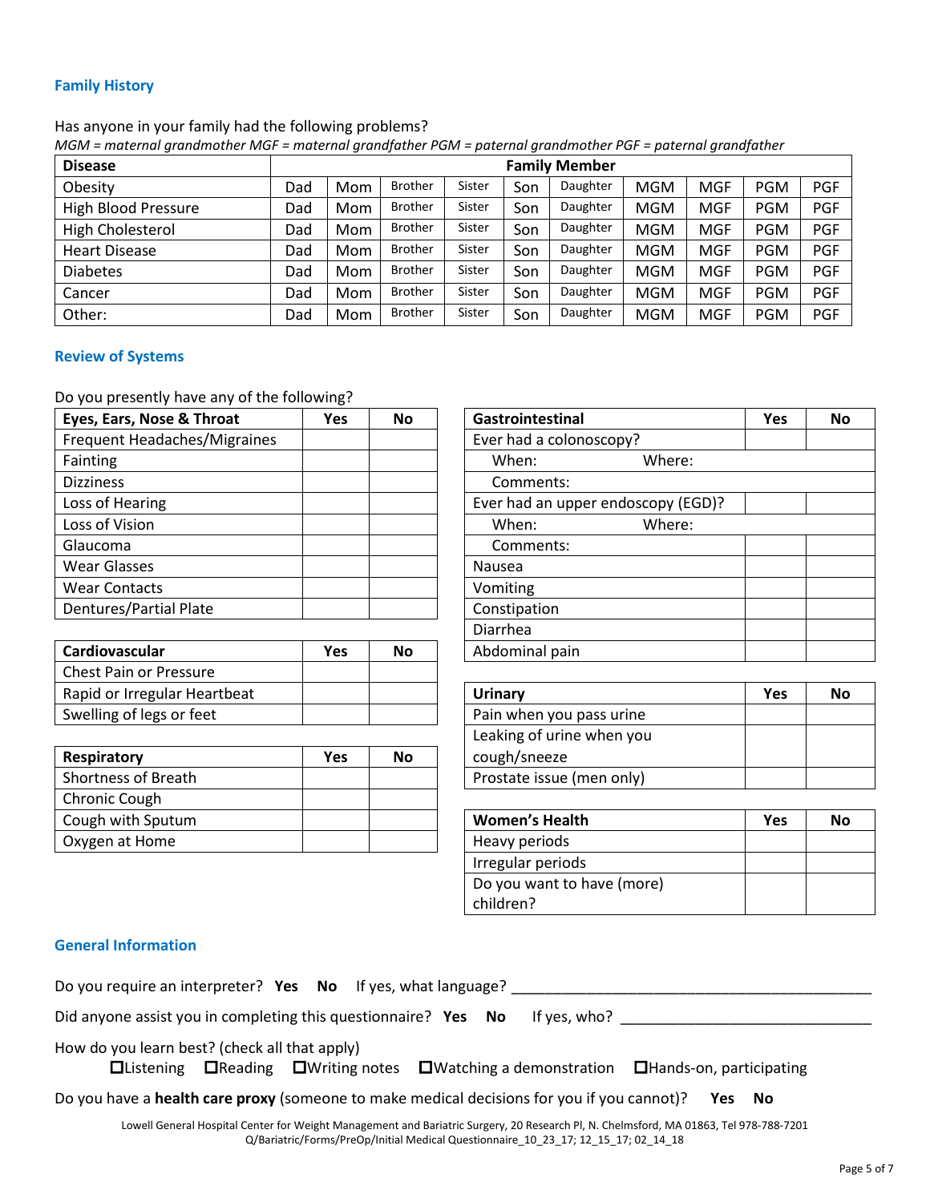## Family History

Has anyone in your family had the following problems?

*MGM = maternal grandmother MGF = maternal grandfather PGM = paternal grandmother PGF = paternal grandfather*

| Disease | Family Member | | | | | | | | | |
|---|---|---|---|---|---|---|---|---|---|---|
| Obesity | Dad | Mom | Brother | Sister | Son | Daughter | MGM | MGF | PGM | PGF |
| High Blood Pressure | Dad | Mom | Brother | Sister | Son | Daughter | MGM | MGF | PGM | PGF |
| High Cholesterol | Dad | Mom | Brother | Sister | Son | Daughter | MGM | MGF | PGM | PGF |
| Heart Disease | Dad | Mom | Brother | Sister | Son | Daughter | MGM | MGF | PGM | PGF |
| Diabetes | Dad | Mom | Brother | Sister | Son | Daughter | MGM | MGF | PGM | PGF |
| Cancer | Dad | Mom | Brother | Sister | Son | Daughter | MGM | MGF | PGM | PGF |
| Other: | Dad | Mom | Brother | Sister | Son | Daughter | MGM | MGF | PGM | PGF |

## Review of Systems

Do you presently have any of the following?

| Eyes, Ears, Nose & Throat | Yes | No |
|---|---|---|
| Frequent Headaches/Migraines | | |
| Fainting | | |
| Dizziness | | |
| Loss of Hearing | | |
| Loss of Vision | | |
| Glaucoma | | |
| Wear Glasses | | |
| Wear Contacts | | |
| Dentures/Partial Plate | | |

| Cardiovascular | Yes | No |
|---|---|---|
| Chest Pain or Pressure | | |
| Rapid or Irregular Heartbeat | | |
| Swelling of legs or feet | | |

| Respiratory | Yes | No |
|---|---|---|
| Shortness of Breath | | |
| Chronic Cough | | |
| Cough with Sputum | | |
| Oxygen at Home | | |

| Gastrointestinal | Yes | No |
|---|---|---|
| Ever had a colonoscopy? | | |
| When: Where: | | |
| Comments: | | |
| Ever had an upper endoscopy (EGD)? | | |
| When: Where: | | |
| Comments: | | |
| Nausea | | |
| Vomiting | | |
| Constipation | | |
| Diarrhea | | |
| Abdominal pain | | |

| Urinary | Yes | No |
|---|---|---|
| Pain when you pass urine | | |
| Leaking of urine when you cough/sneeze | | |
| Prostate issue (men only) | | |

| Women's Health | Yes | No |
|---|---|---|
| Heavy periods | | |
| Irregular periods | | |
| Do you want to have (more) children? | | |

## General Information

Do you require an interpreter? **Yes** **No** If yes, what language? ______________________________________________

Did anyone assist you in completing this questionnaire? **Yes** **No** If yes, who? ________________________________

How do you learn best? (check all that apply)

☐Listening ☐Reading ☐Writing notes ☐Watching a demonstration ☐Hands-on, participating

Do you have a **health care proxy** (someone to make medical decisions for you if you cannot)? **Yes** **No**

Lowell General Hospital Center for Weight Management and Bariatric Surgery, 20 Research Pl, N. Chelmsford, MA 01863, Tel 978-788-7201
Q/Bariatric/Forms/PreOp/Initial Medical Questionnaire_10_23_17; 12_15_17; 02_14_18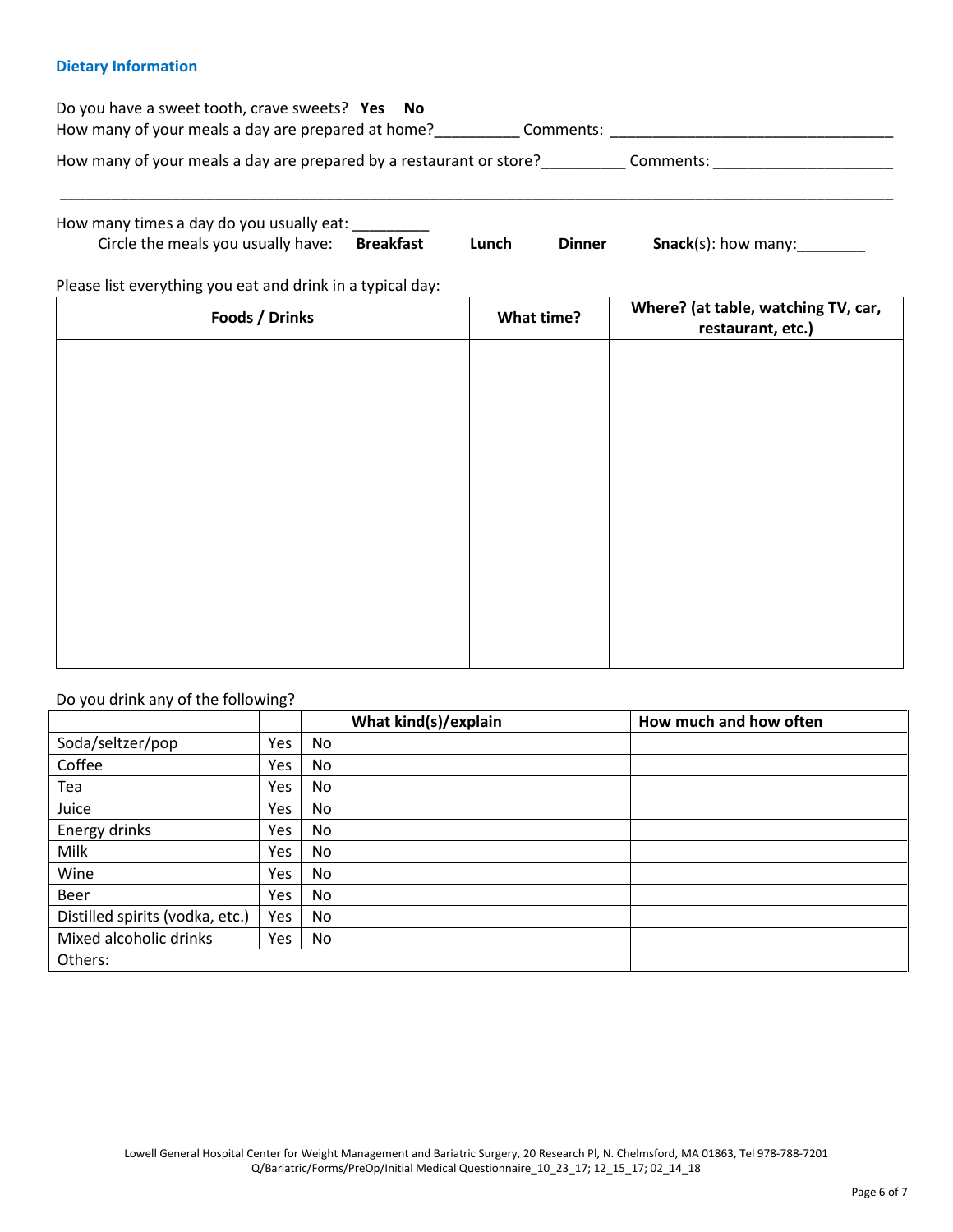## Dietary Information

Do you have a sweet tooth, crave sweets? **Yes** **No**

How many of your meals a day are prepared at home?__________ Comments: __________________________________

How many of your meals a day are prepared by a restaurant or store?__________ Comments: _____________________

___________________________________________________________________________________________________

How many times a day do you usually eat: _________

Circle the meals you usually have: **Breakfast** **Lunch** **Dinner** **Snack**(s): how many:________

Please list everything you eat and drink in a typical day:

| Foods / Drinks | What time? | Where? (at table, watching TV, car, restaurant, etc.) |
|---|---|---|
| | | |

Do you drink any of the following?

| | | | What kind(s)/explain | How much and how often |
|---|---|---|---|---|
| Soda/seltzer/pop | Yes | No | | |
| Coffee | Yes | No | | |
| Tea | Yes | No | | |
| Juice | Yes | No | | |
| Energy drinks | Yes | No | | |
| Milk | Yes | No | | |
| Wine | Yes | No | | |
| Beer | Yes | No | | |
| Distilled spirits (vodka, etc.) | Yes | No | | |
| Mixed alcoholic drinks | Yes | No | | |
| Others: | | | | |

Lowell General Hospital Center for Weight Management and Bariatric Surgery, 20 Research Pl, N. Chelmsford, MA 01863, Tel 978-788-7201
Q/Bariatric/Forms/PreOp/Initial Medical Questionnaire_10_23_17; 12_15_17; 02_14_18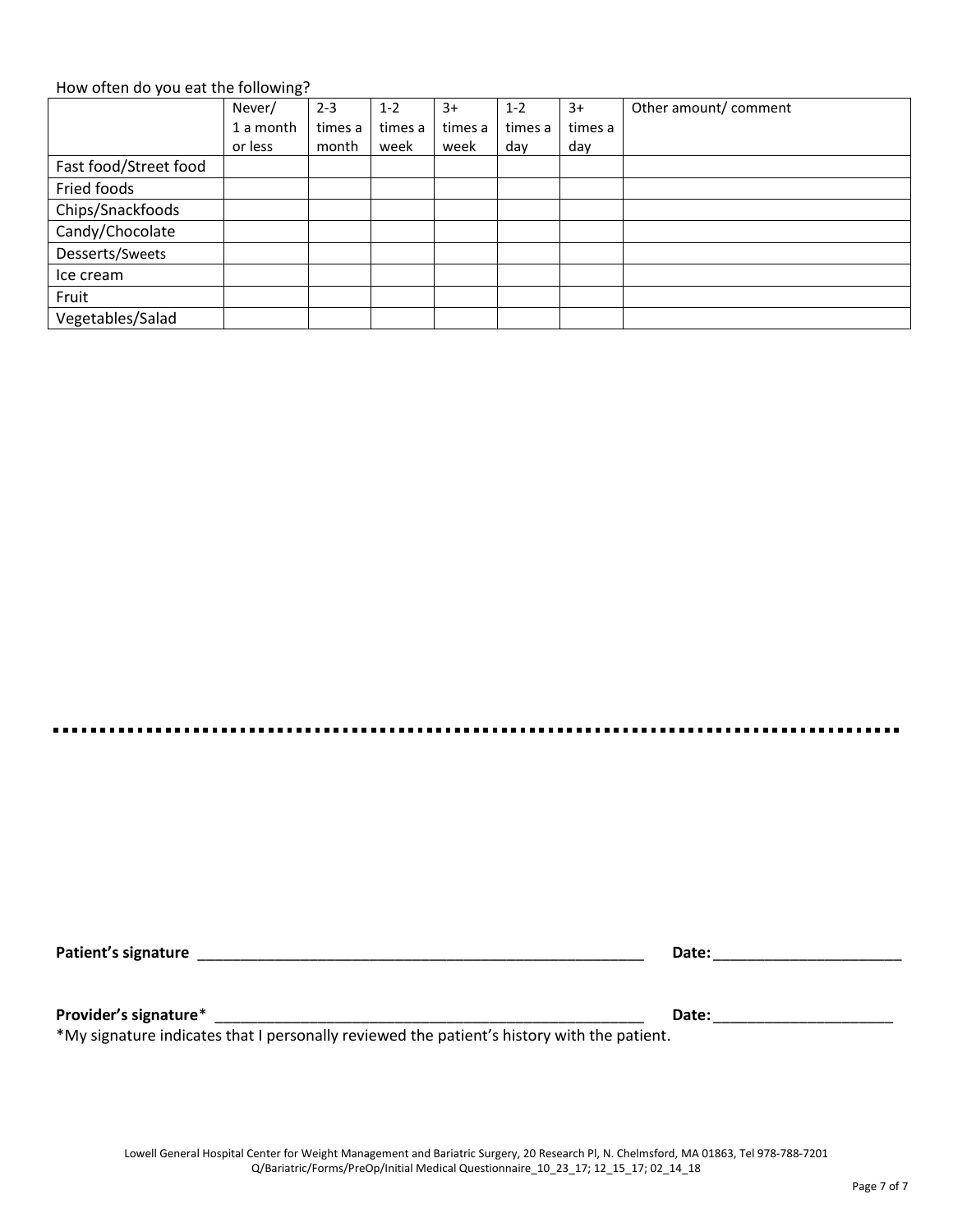How often do you eat the following?

| | Never/ 1 a month or less | 2-3 times a month | 1-2 times a week | 3+ times a week | 1-2 times a day | 3+ times a day | Other amount/ comment |
|---|---|---|---|---|---|---|---|
| Fast food/Street food | | | | | | | |
| Fried foods | | | | | | | |
| Chips/Snackfoods | | | | | | | |
| Candy/Chocolate | | | | | | | |
| Desserts/Sweets | | | | | | | |
| Ice cream | | | | | | | |
| Fruit | | | | | | | |
| Vegetables/Salad | | | | | | | |

**Patient's signature** ______________________________________________________ **Date:**______________________

**Provider's signature*** ____________________________________________________ **Date:**_____________________

*My signature indicates that I personally reviewed the patient's history with the patient.

Lowell General Hospital Center for Weight Management and Bariatric Surgery, 20 Research Pl, N. Chelmsford, MA 01863, Tel 978-788-7201
Q/Bariatric/Forms/PreOp/Initial Medical Questionnaire_10_23_17; 12_15_17; 02_14_18